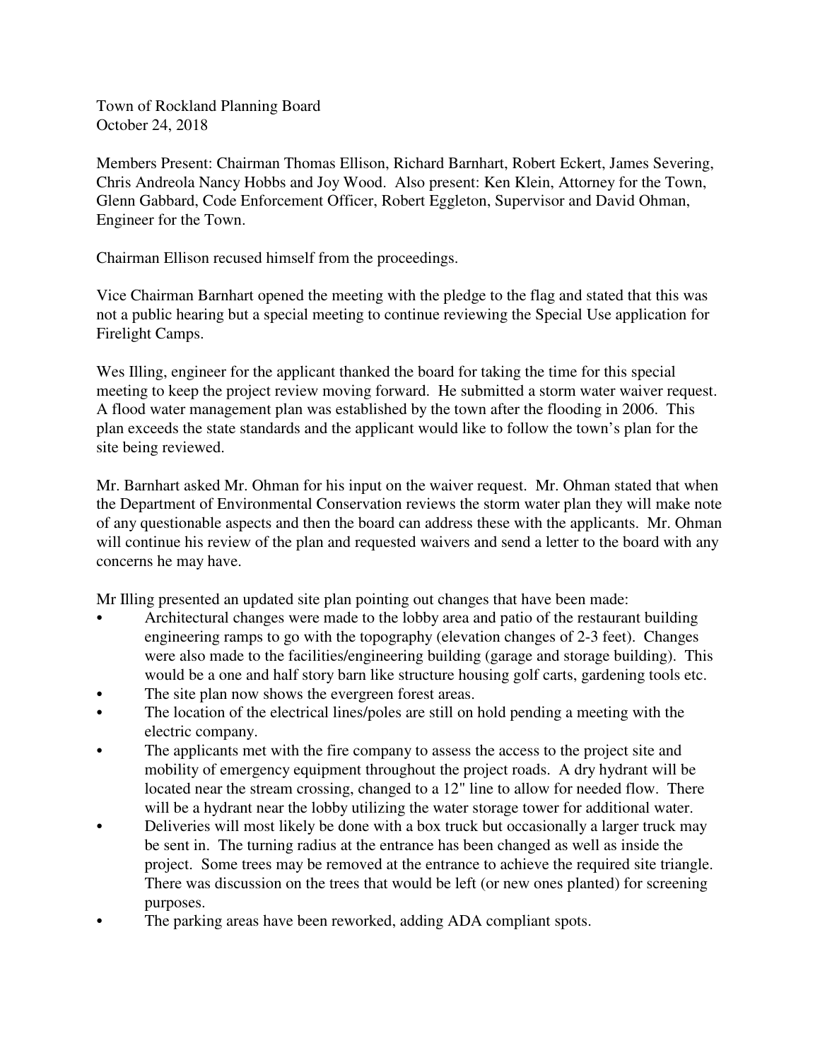Town of Rockland Planning Board
October 24, 2018

Members Present: Chairman Thomas Ellison, Richard Barnhart, Robert Eckert, James Severing, Chris Andreola Nancy Hobbs and Joy Wood. Also present: Ken Klein, Attorney for the Town, Glenn Gabbard, Code Enforcement Officer, Robert Eggleton, Supervisor and David Ohman, Engineer for the Town.

Chairman Ellison recused himself from the proceedings.

Vice Chairman Barnhart opened the meeting with the pledge to the flag and stated that this was not a public hearing but a special meeting to continue reviewing the Special Use application for Firelight Camps.

Wes Illing, engineer for the applicant thanked the board for taking the time for this special meeting to keep the project review moving forward. He submitted a storm water waiver request. A flood water management plan was established by the town after the flooding in 2006. This plan exceeds the state standards and the applicant would like to follow the town's plan for the site being reviewed.

Mr. Barnhart asked Mr. Ohman for his input on the waiver request. Mr. Ohman stated that when the Department of Environmental Conservation reviews the storm water plan they will make note of any questionable aspects and then the board can address these with the applicants. Mr. Ohman will continue his review of the plan and requested waivers and send a letter to the board with any concerns he may have.

Mr Illing presented an updated site plan pointing out changes that have been made:

- Architectural changes were made to the lobby area and patio of the restaurant building engineering ramps to go with the topography (elevation changes of 2-3 feet). Changes were also made to the facilities/engineering building (garage and storage building). This would be a one and half story barn like structure housing golf carts, gardening tools etc.
- The site plan now shows the evergreen forest areas.
- The location of the electrical lines/poles are still on hold pending a meeting with the electric company.
- The applicants met with the fire company to assess the access to the project site and mobility of emergency equipment throughout the project roads. A dry hydrant will be located near the stream crossing, changed to a 12" line to allow for needed flow. There will be a hydrant near the lobby utilizing the water storage tower for additional water.
- Deliveries will most likely be done with a box truck but occasionally a larger truck may be sent in. The turning radius at the entrance has been changed as well as inside the project. Some trees may be removed at the entrance to achieve the required site triangle. There was discussion on the trees that would be left (or new ones planted) for screening purposes.
- The parking areas have been reworked, adding ADA compliant spots.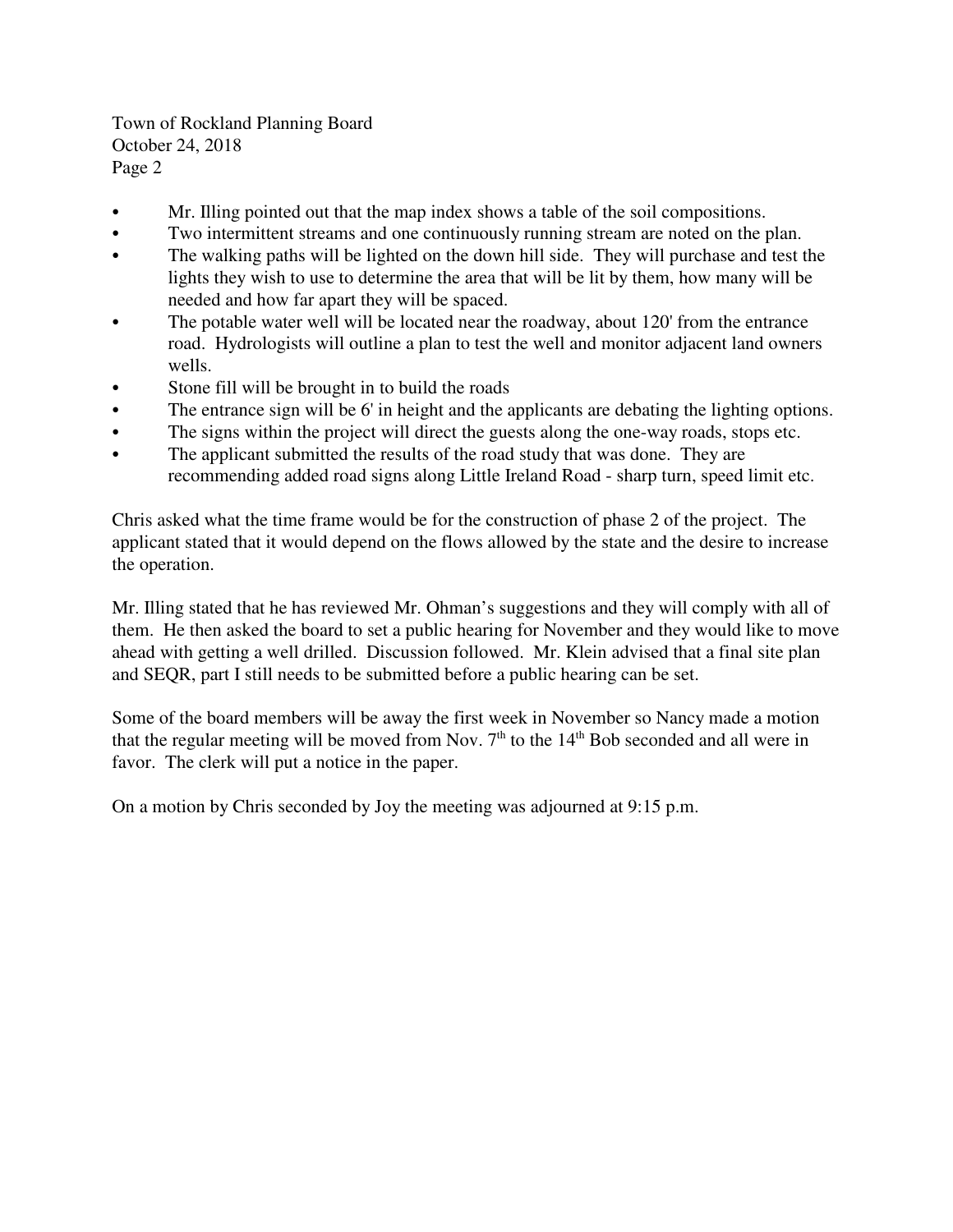- Mr. Illing pointed out that the map index shows a table of the soil compositions.
- Two intermittent streams and one continuously running stream are noted on the plan.
- The walking paths will be lighted on the down hill side. They will purchase and test the lights they wish to use to determine the area that will be lit by them, how many will be needed and how far apart they will be spaced.
- The potable water well will be located near the roadway, about 120' from the entrance road. Hydrologists will outline a plan to test the well and monitor adjacent land owners wells.
- Stone fill will be brought in to build the roads
- The entrance sign will be 6' in height and the applicants are debating the lighting options.
- The signs within the project will direct the guests along the one-way roads, stops etc.
- The applicant submitted the results of the road study that was done. They are recommending added road signs along Little Ireland Road - sharp turn, speed limit etc.

Chris asked what the time frame would be for the construction of phase 2 of the project. The applicant stated that it would depend on the flows allowed by the state and the desire to increase the operation.

Mr. Illing stated that he has reviewed Mr. Ohman's suggestions and they will comply with all of them. He then asked the board to set a public hearing for November and they would like to move ahead with getting a well drilled. Discussion followed. Mr. Klein advised that a final site plan and SEQR, part I still needs to be submitted before a public hearing can be set.

Some of the board members will be away the first week in November so Nancy made a motion that the regular meeting will be moved from Nov. 7th to the 14th Bob seconded and all were in favor. The clerk will put a notice in the paper.

On a motion by Chris seconded by Joy the meeting was adjourned at 9:15 p.m.